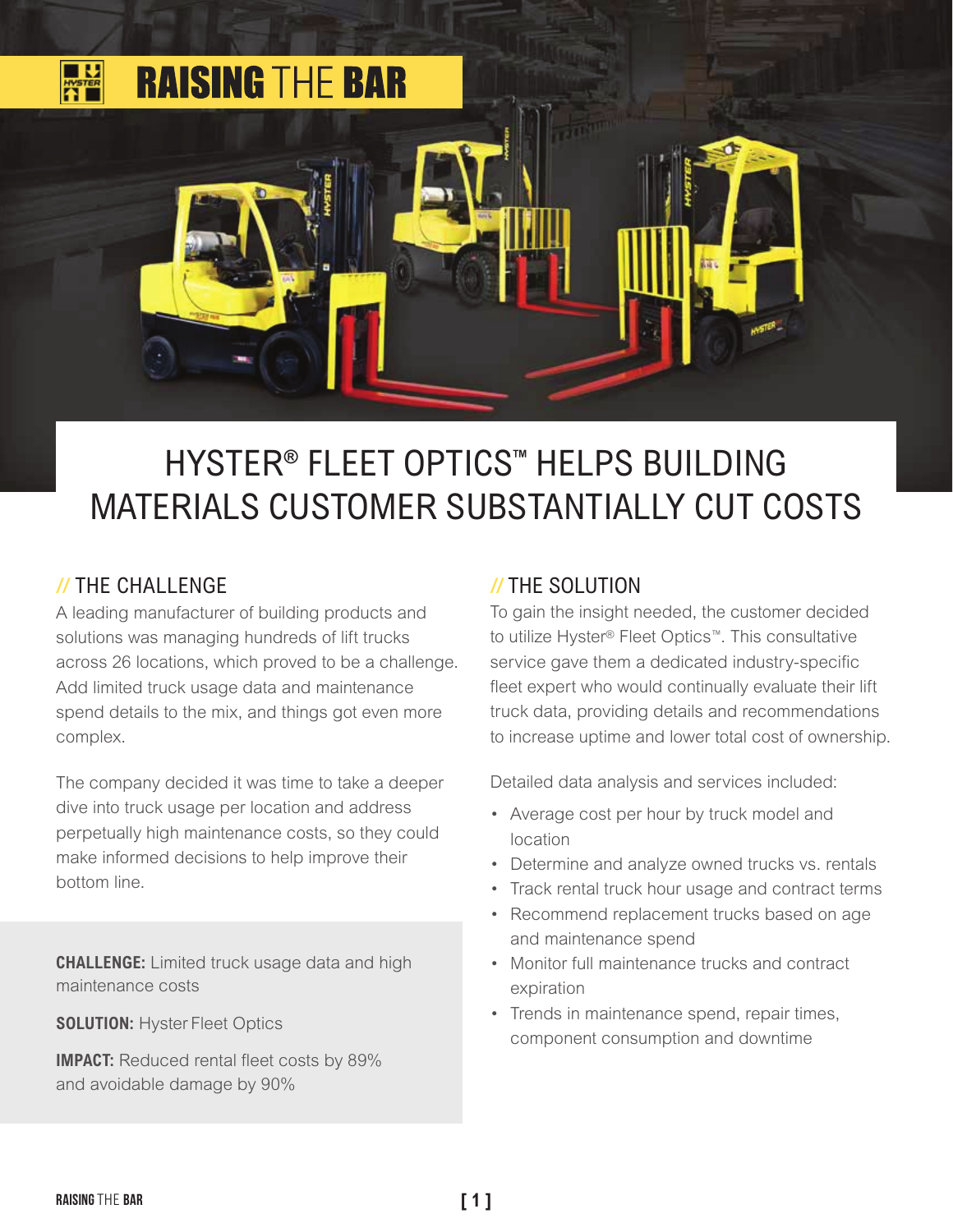# RAISING THE BAR

## HYSTER® FLEET OPTICS™ HELPS BUILDING MATERIALS CUSTOMER SUBSTANTIALLY CUT COSTS

### // THE CHALLENGE

A leading manufacturer of building products and solutions was managing hundreds of lift trucks across 26 locations, which proved to be a challenge. Add limited truck usage data and maintenance spend details to the mix, and things got even more complex.

The company decided it was time to take a deeper dive into truck usage per location and address perpetually high maintenance costs, so they could make informed decisions to help improve their bottom line.

**CHALLENGE:** Limited truck usage data and high maintenance costs

**SOLUTION:** Hyster Fleet Optics

**IMPACT:** Reduced rental fleet costs by 89% and avoidable damage by 90%

### // THE SOLUTION

To gain the insight needed, the customer decided to utilize Hyster® Fleet Optics™. This consultative service gave them a dedicated industry-specific fleet expert who would continually evaluate their lift truck data, providing details and recommendations to increase uptime and lower total cost of ownership.

Detailed data analysis and services included:

- Average cost per hour by truck model and location
- Determine and analyze owned trucks vs. rentals
- Track rental truck hour usage and contract terms
- Recommend replacement trucks based on age and maintenance spend
- Monitor full maintenance trucks and contract expiration
- Trends in maintenance spend, repair times, component consumption and downtime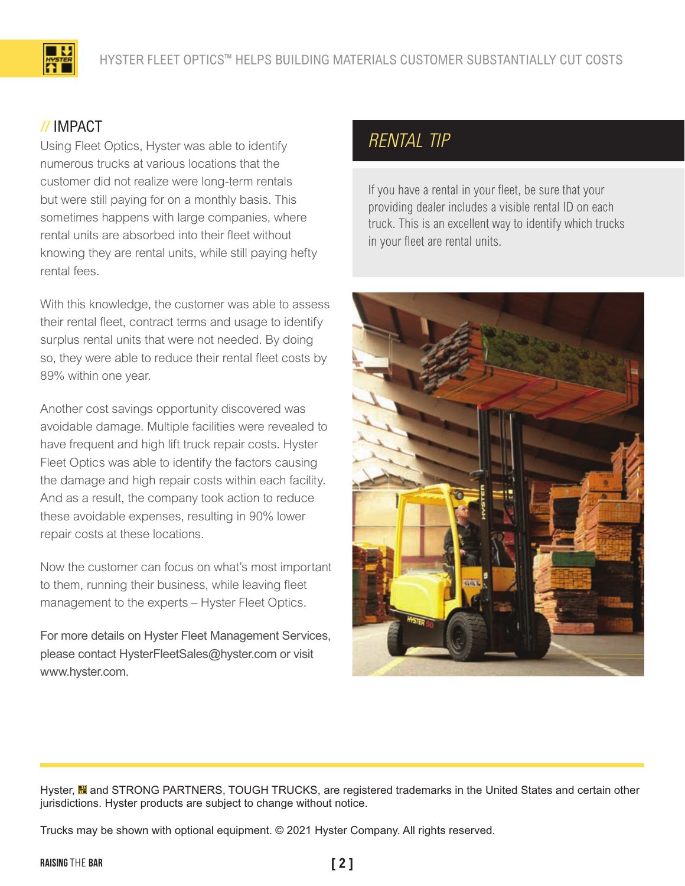## // IMPACT

Using Fleet Optics, Hyster was able to identify numerous trucks at various locations that the customer did not realize were long-term rentals but were still paying for on a monthly basis. This sometimes happens with large companies, where rental units are absorbed into their fleet without knowing they are rental units, while still paying hefty rental fees.

With this knowledge, the customer was able to assess their rental fleet, contract terms and usage to identify surplus rental units that were not needed. By doing so, they were able to reduce their rental fleet costs by 89% within one year.

Another cost savings opportunity discovered was avoidable damage. Multiple facilities were revealed to have frequent and high lift truck repair costs. Hyster Fleet Optics was able to identify the factors causing the damage and high repair costs within each facility. And as a result, the company took action to reduce these avoidable expenses, resulting in 90% lower repair costs at these locations.

Now the customer can focus on what's most important to them, running their business, while leaving fleet management to the experts – Hyster Fleet Optics.

For more details on Hyster Fleet Management Services, please contact HysterFleetSales@hyster.com or visit www.hyster.com.

## *RENTAL TIP*

If you have a rental in your fleet, be sure that your providing dealer includes a visible rental ID on each truck. This is an excellent way to identify which trucks in your fleet are rental units.

Hyster, and STRONG PARTNERS, TOUGH TRUCKS, are registered trademarks in the United States and certain other jurisdictions. Hyster products are subject to change without notice.

Trucks may be shown with optional equipment. © 2021 Hyster Company. All rights reserved.